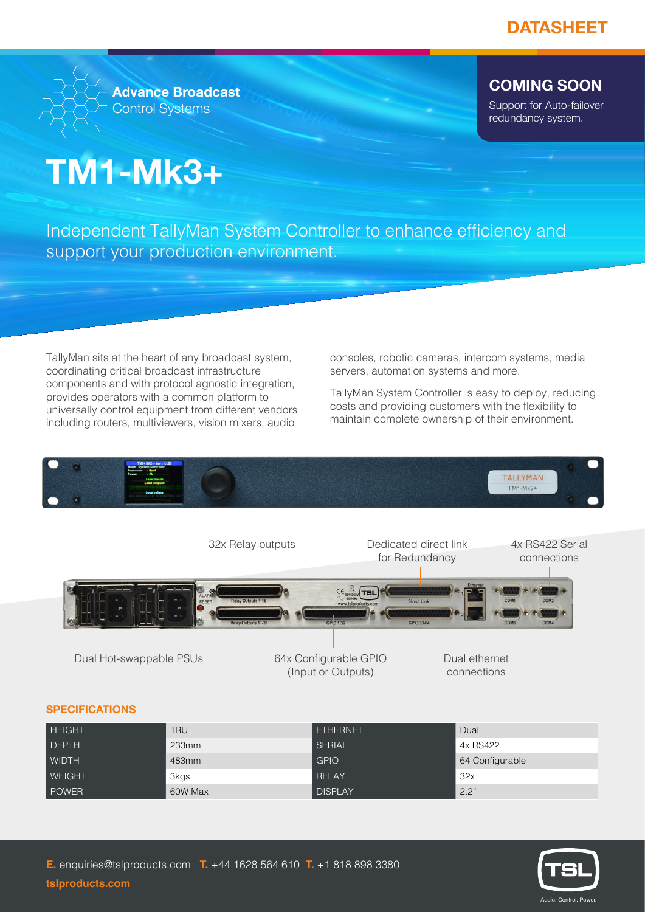DATASHEET

Advance Broadcast Control Systems

## COMING SOON

Support for Auto-failover redundancy system.

# TM1-Mk3+

Independent TallyMan System Controller to enhance efficiency and support your production environment.

TallyMan sits at the heart of any broadcast system, coordinating critical broadcast infrastructure components and with protocol agnostic integration, provides operators with a common platform to universally control equipment from different vendors including routers, multiviewers, vision mixers, audio consoles, robotic cameras, intercom systems, media servers, automation systems and more.

TallyMan System Controller is easy to deploy, reducing costs and providing customers with the flexibility to maintain complete ownership of their environment.

32x Relay outputs

Dedicated direct link for Redundancy

4x RS422 Serial connections

Dual Hot-swappable PSUs

64x Configurable GPIO (Input or Outputs)

Dual ethernet connections

## SPECIFICATIONS

| | | | |
|---|---|---|---|
| HEIGHT | 1RU | ETHERNET | Dual |
| DEPTH | 233mm | SERIAL | 4x RS422 |
| WIDTH | 483mm | GPIO | 64 Configurable |
| WEIGHT | 3kgs | RELAY | 32x |
| POWER | 60W Max | DISPLAY | 2.2" |

**E.** enquiries@tslproducts.com **T.** +44 1628 564 610 **T.** +1 818 898 3380

**tslproducts.com**

Audio. Control. Power.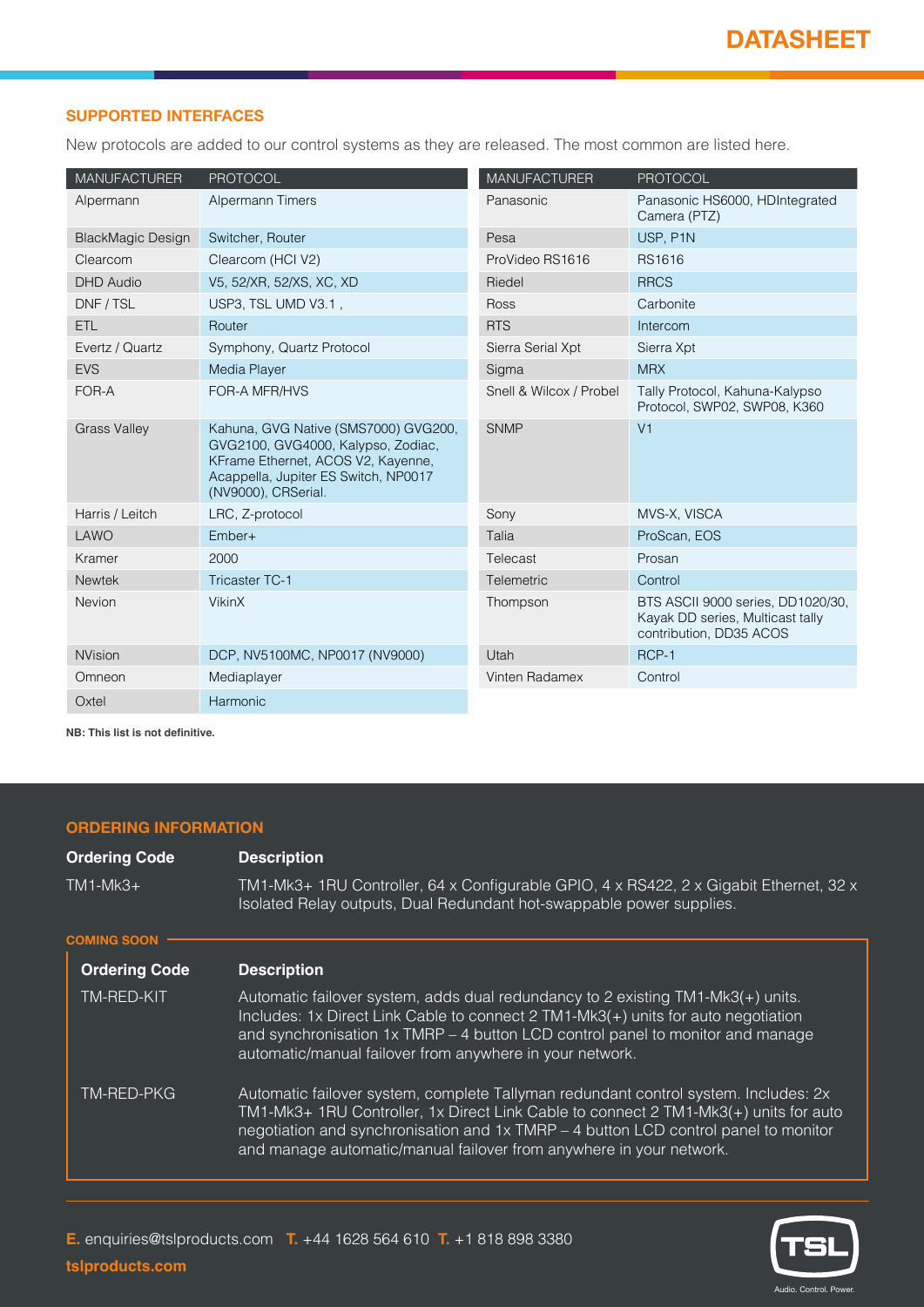## SUPPORTED INTERFACES

New protocols are added to our control systems as they are released. The most common are listed here.

| MANUFACTURER | PROTOCOL |
|---|---|
| Alpermann | Alpermann Timers |
| BlackMagic Design | Switcher, Router |
| Clearcom | Clearcom (HCI V2) |
| DHD Audio | V5, 52/XR, 52/XS, XC, XD |
| DNF / TSL | USP3, TSL UMD V3.1 , |
| ETL | Router |
| Evertz / Quartz | Symphony, Quartz Protocol |
| EVS | Media Player |
| FOR-A | FOR-A MFR/HVS |
| Grass Valley | Kahuna, GVG Native (SMS7000) GVG200, GVG2100, GVG4000, Kalypso, Zodiac, KFrame Ethernet, ACOS V2, Kayenne, Acappella, Jupiter ES Switch, NP0017 (NV9000), CRSerial. |
| Harris / Leitch | LRC, Z-protocol |
| LAWO | Ember+ |
| Kramer | 2000 |
| Newtek | Tricaster TC-1 |
| Nevion | VikinX |
| NVision | DCP, NV5100MC, NP0017 (NV9000) |
| Omneon | Mediaplayer |
| Oxtel | Harmonic |

| MANUFACTURER | PROTOCOL |
|---|---|
| Panasonic | Panasonic HS6000, HDIntegrated Camera (PTZ) |
| Pesa | USP, P1N |
| ProVideo RS1616 | RS1616 |
| Riedel | RRCS |
| Ross | Carbonite |
| RTS | Intercom |
| Sierra Serial Xpt | Sierra Xpt |
| Sigma | MRX |
| Snell & Wilcox / Probel | Tally Protocol, Kahuna-Kalypso Protocol, SWP02, SWP08, K360 |
| SNMP | V1 |
| Sony | MVS-X, VISCA |
| Talia | ProScan, EOS |
| Telecast | Prosan |
| Telemetric | Control |
| Thompson | BTS ASCII 9000 series, DD1020/30, Kayak DD series, Multicast tally contribution, DD35 ACOS |
| Utah | RCP-1 |
| Vinten Radamex | Control |

**NB: This list is not definitive.**

## ORDERING INFORMATION

| Ordering Code | Description |
|---|---|
| TM1-Mk3+ | TM1-Mk3+ 1RU Controller, 64 x Configurable GPIO, 4 x RS422, 2 x Gigabit Ethernet, 32 x Isolated Relay outputs, Dual Redundant hot-swappable power supplies. |

### COMING SOON

| Ordering Code | Description |
|---|---|
| TM-RED-KIT | Automatic failover system, adds dual redundancy to 2 existing TM1-Mk3(+) units. Includes: 1x Direct Link Cable to connect 2 TM1-Mk3(+) units for auto negotiation and synchronisation 1x TMRP – 4 button LCD control panel to monitor and manage automatic/manual failover from anywhere in your network. |
| TM-RED-PKG | Automatic failover system, complete Tallyman redundant control system. Includes: 2x TM1-Mk3+ 1RU Controller, 1x Direct Link Cable to connect 2 TM1-Mk3(+) units for auto negotiation and synchronisation and 1x TMRP – 4 button LCD control panel to monitor and manage automatic/manual failover from anywhere in your network. |

**E.** enquiries@tslproducts.com **T.** +44 1628 564 610 **T.** +1 818 898 3380

**tslproducts.com**

TSL Audio. Control. Power.